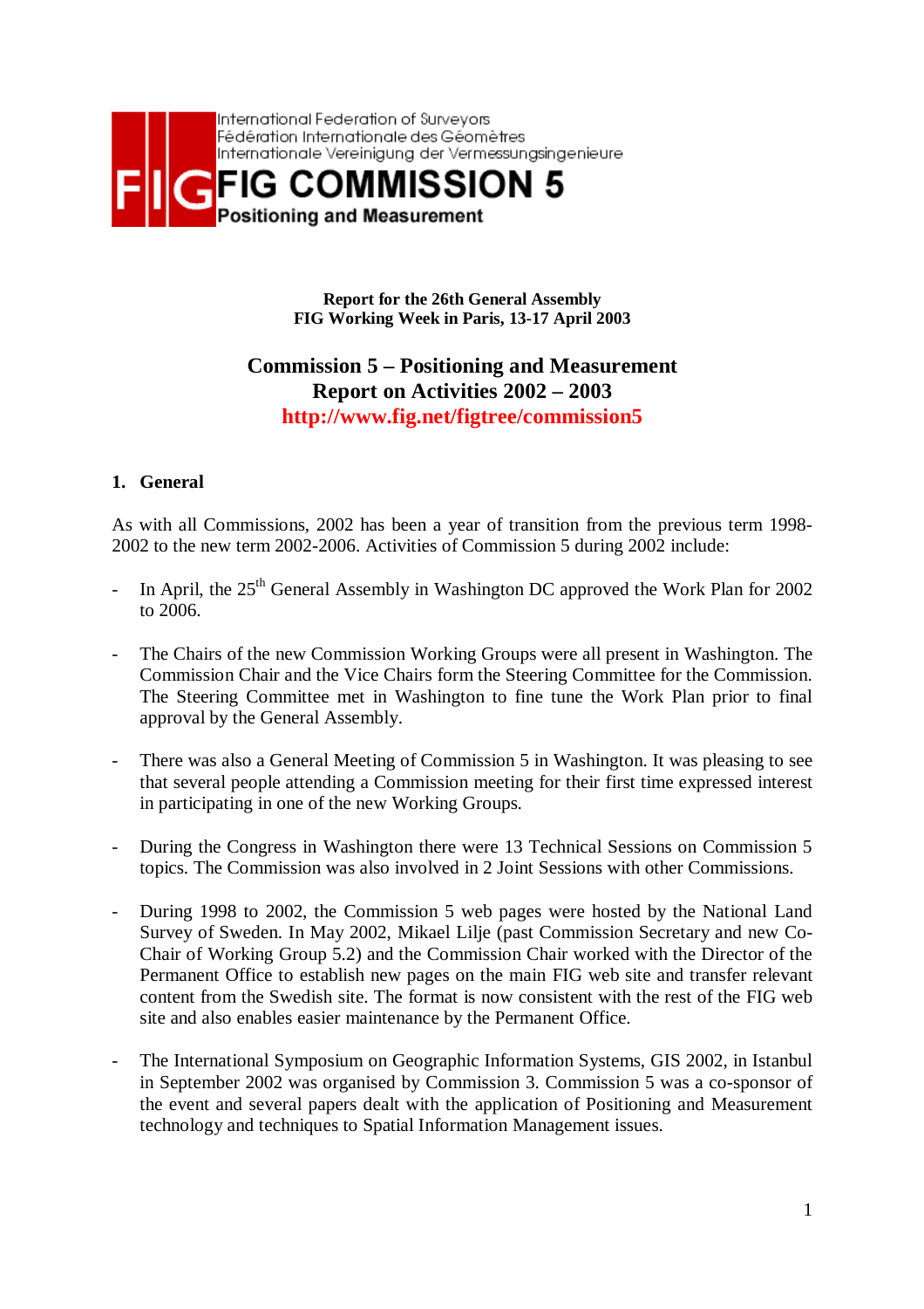International Federation of Surveyors
Fédération Internationale des Géomètres
Internationale Vereinigung der Vermessungsingenieure

# FIG COMMISSION 5

**Positioning and Measurement**

**Report for the 26th General Assembly**
**FIG Working Week in Paris, 13-17 April 2003**

## Commission 5 – Positioning and Measurement
## Report on Activities 2002 – 2003
## http://www.fig.net/figtree/commission5

### 1. General

As with all Commissions, 2002 has been a year of transition from the previous term 1998-2002 to the new term 2002-2006. Activities of Commission 5 during 2002 include:

- In April, the 25th General Assembly in Washington DC approved the Work Plan for 2002 to 2006.

- The Chairs of the new Commission Working Groups were all present in Washington. The Commission Chair and the Vice Chairs form the Steering Committee for the Commission. The Steering Committee met in Washington to fine tune the Work Plan prior to final approval by the General Assembly.

- There was also a General Meeting of Commission 5 in Washington. It was pleasing to see that several people attending a Commission meeting for their first time expressed interest in participating in one of the new Working Groups.

- During the Congress in Washington there were 13 Technical Sessions on Commission 5 topics. The Commission was also involved in 2 Joint Sessions with other Commissions.

- During 1998 to 2002, the Commission 5 web pages were hosted by the National Land Survey of Sweden. In May 2002, Mikael Lilje (past Commission Secretary and new Co-Chair of Working Group 5.2) and the Commission Chair worked with the Director of the Permanent Office to establish new pages on the main FIG web site and transfer relevant content from the Swedish site. The format is now consistent with the rest of the FIG web site and also enables easier maintenance by the Permanent Office.

- The International Symposium on Geographic Information Systems, GIS 2002, in Istanbul in September 2002 was organised by Commission 3. Commission 5 was a co-sponsor of the event and several papers dealt with the application of Positioning and Measurement technology and techniques to Spatial Information Management issues.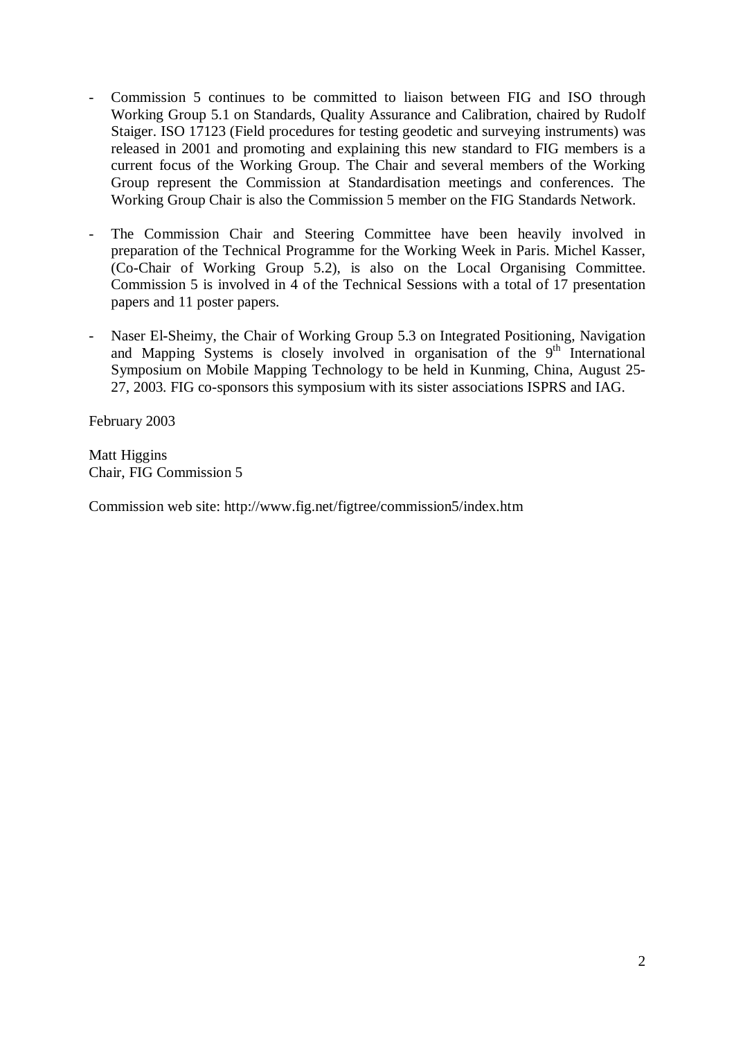- Commission 5 continues to be committed to liaison between FIG and ISO through Working Group 5.1 on Standards, Quality Assurance and Calibration, chaired by Rudolf Staiger. ISO 17123 (Field procedures for testing geodetic and surveying instruments) was released in 2001 and promoting and explaining this new standard to FIG members is a current focus of the Working Group. The Chair and several members of the Working Group represent the Commission at Standardisation meetings and conferences. The Working Group Chair is also the Commission 5 member on the FIG Standards Network.

- The Commission Chair and Steering Committee have been heavily involved in preparation of the Technical Programme for the Working Week in Paris. Michel Kasser, (Co-Chair of Working Group 5.2), is also on the Local Organising Committee. Commission 5 is involved in 4 of the Technical Sessions with a total of 17 presentation papers and 11 poster papers.

- Naser El-Sheimy, the Chair of Working Group 5.3 on Integrated Positioning, Navigation and Mapping Systems is closely involved in organisation of the 9th International Symposium on Mobile Mapping Technology to be held in Kunming, China, August 25-27, 2003. FIG co-sponsors this symposium with its sister associations ISPRS and IAG.

February 2003

Matt Higgins
Chair, FIG Commission 5

Commission web site: http://www.fig.net/figtree/commission5/index.htm